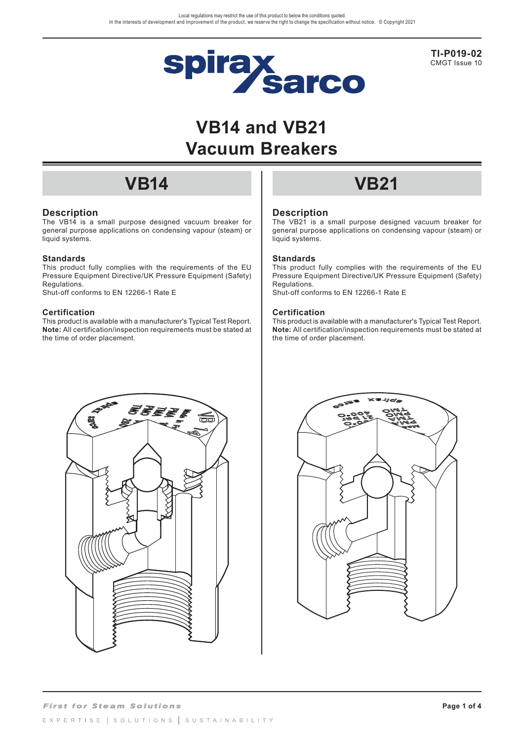TI-P019-02
CMGT Issue 10

# VB14 and VB21 Vacuum Breakers

## VB14

### Description

The VB14 is a small purpose designed vacuum breaker for general purpose applications on condensing vapour (steam) or liquid systems.

### Standards

This product fully complies with the requirements of the EU Pressure Equipment Directive/UK Pressure Equipment (Safety) Regulations.
Shut-off conforms to EN 12266-1 Rate E

### Certification

This product is available with a manufacturer's Typical Test Report.
**Note:** All certification/inspection requirements must be stated at the time of order placement.

## VB21

### Description

The VB21 is a small purpose designed vacuum breaker for general purpose applications on condensing vapour (steam) or liquid systems.

### Standards

This product fully complies with the requirements of the EU Pressure Equipment Directive/UK Pressure Equipment (Safety) Regulations.
Shut-off conforms to EN 12266-1 Rate E

### Certification

This product is available with a manufacturer's Typical Test Report.
**Note:** All certification/inspection requirements must be stated at the time of order placement.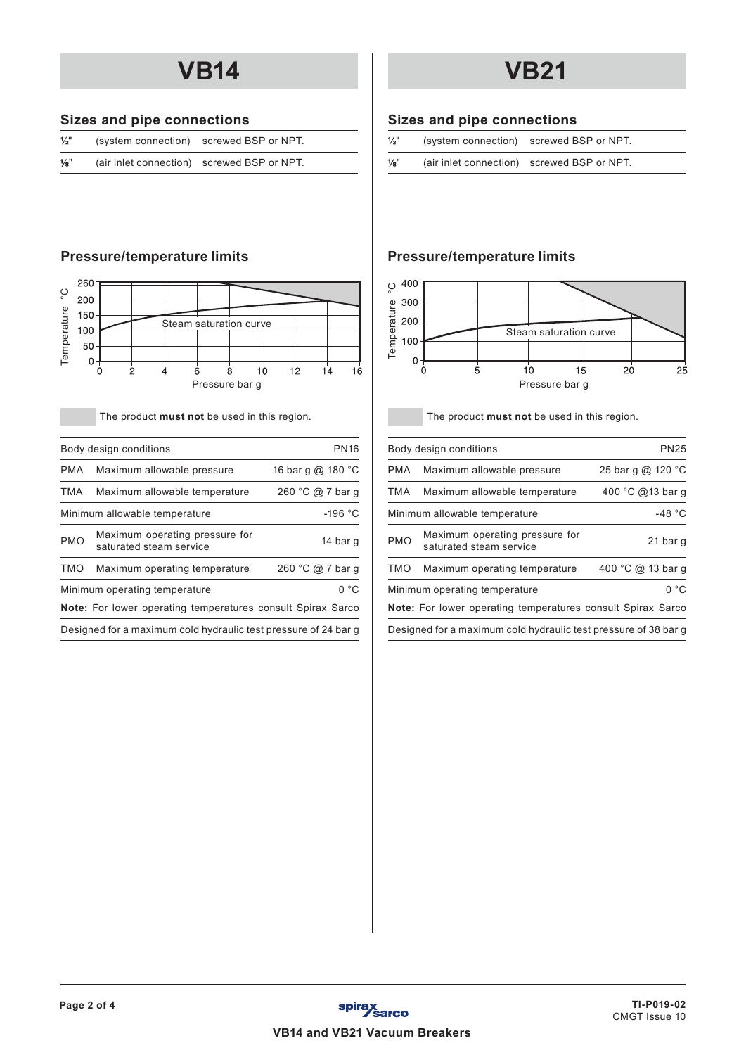# VB14

## Sizes and pipe connections

| | | |
|---|---|---|
| ½" | (system connection) | screwed BSP or NPT. |
| ⅛" | (air inlet connection) | screwed BSP or NPT. |

## Pressure/temperature limits

The product **must not** be used in this region.

| Body design conditions | | PN16 |
|---|---|---|
| PMA | Maximum allowable pressure | 16 bar g @ 180 °C |
| TMA | Maximum allowable temperature | 260 °C @ 7 bar g |
| Minimum allowable temperature | | -196 °C |
| PMO | Maximum operating pressure for saturated steam service | 14 bar g |
| TMO | Maximum operating temperature | 260 °C @ 7 bar g |
| Minimum operating temperature | | 0 °C |

**Note:** For lower operating temperatures consult Spirax Sarco

Designed for a maximum cold hydraulic test pressure of 24 bar g

# VB21

## Sizes and pipe connections

| | | |
|---|---|---|
| ½" | (system connection) | screwed BSP or NPT. |
| ⅛" | (air inlet connection) | screwed BSP or NPT. |

## Pressure/temperature limits

The product **must not** be used in this region.

| Body design conditions | | PN25 |
|---|---|---|
| PMA | Maximum allowable pressure | 25 bar g @ 120 °C |
| TMA | Maximum allowable temperature | 400 °C @13 bar g |
| Minimum allowable temperature | | -48 °C |
| PMO | Maximum operating pressure for saturated steam service | 21 bar g |
| TMO | Maximum operating temperature | 400 °C @ 13 bar g |
| Minimum operating temperature | | 0 °C |

**Note:** For lower operating temperatures consult Spirax Sarco

Designed for a maximum cold hydraulic test pressure of 38 bar g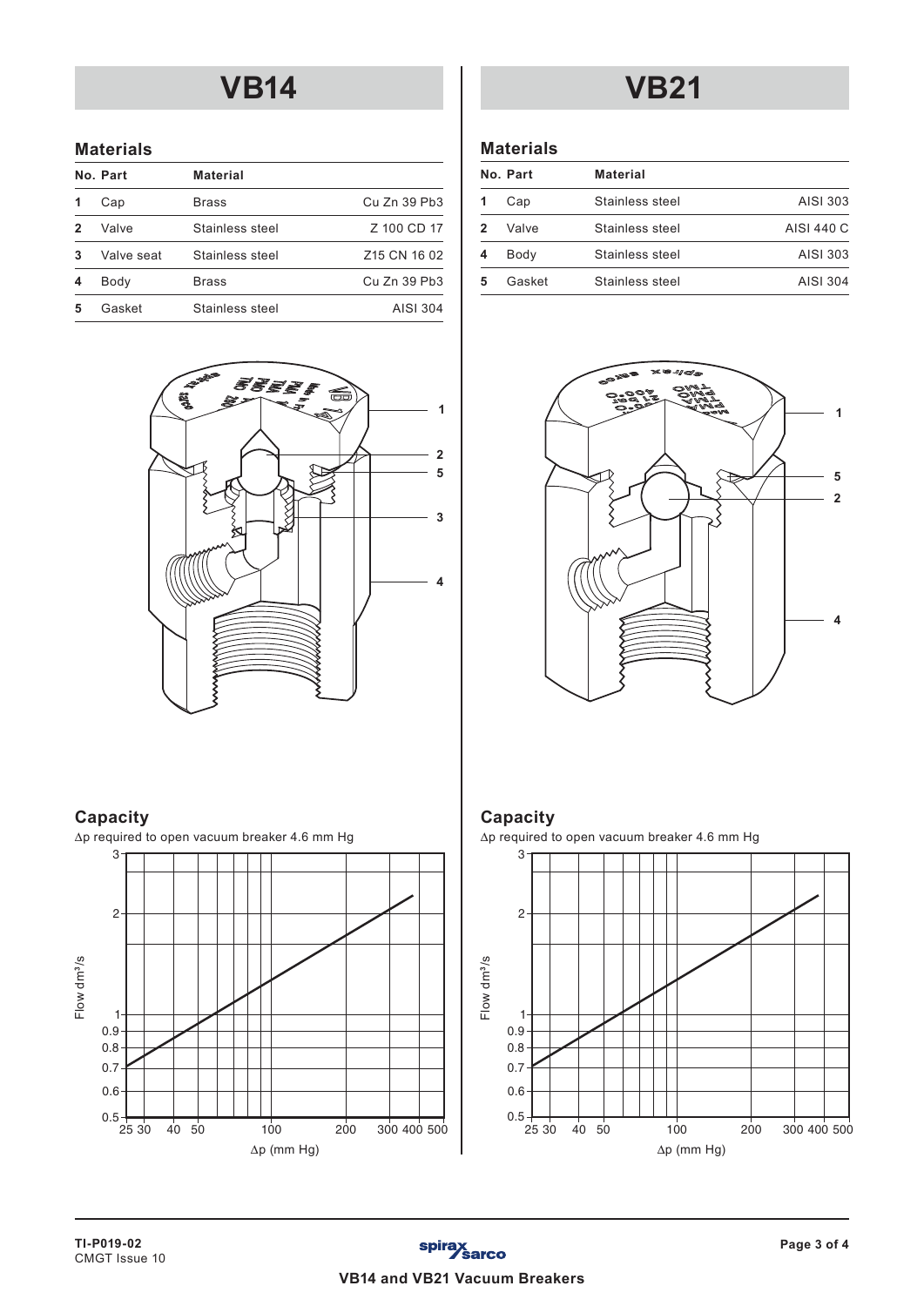# VB14

## Materials

| No. | Part | Material | |
|---|---|---|---|
| 1 | Cap | Brass | Cu Zn 39 Pb3 |
| 2 | Valve | Stainless steel | Z 100 CD 17 |
| 3 | Valve seat | Stainless steel | Z15 CN 16 02 |
| 4 | Body | Brass | Cu Zn 39 Pb3 |
| 5 | Gasket | Stainless steel | AISI 304 |

## Capacity

Δp required to open vacuum breaker 4.6 mm Hg

# VB21

## Materials

| No. | Part | Material | |
|---|---|---|---|
| 1 | Cap | Stainless steel | AISI 303 |
| 2 | Valve | Stainless steel | AISI 440 C |
| 4 | Body | Stainless steel | AISI 303 |
| 5 | Gasket | Stainless steel | AISI 304 |

## Capacity

Δp required to open vacuum breaker 4.6 mm Hg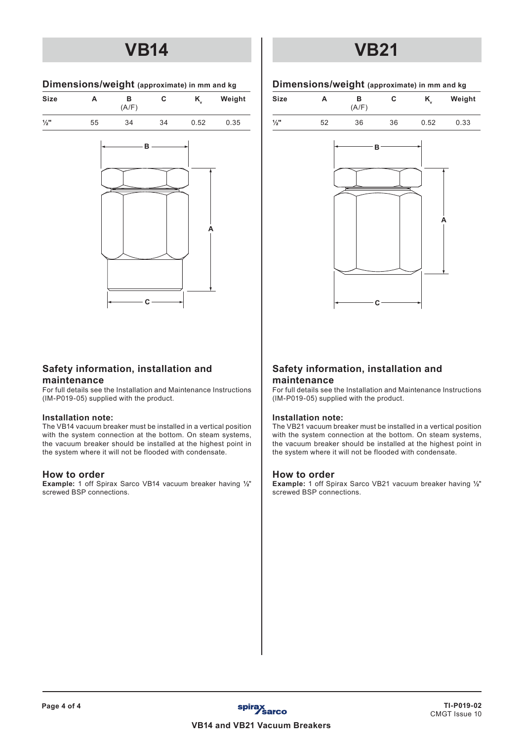# VB14

## Dimensions/weight (approximate) in mm and kg

| Size | A | B (A/F) | C | $K_v$ | Weight |
|---|---|---|---|---|---|
| ½" | 55 | 34 | 34 | 0.52 | 0.35 |

B

A

C

## Safety information, installation and maintenance

For full details see the Installation and Maintenance Instructions (IM-P019-05) supplied with the product.

### Installation note:

The VB14 vacuum breaker must be installed in a vertical position with the system connection at the bottom. On steam systems, the vacuum breaker should be installed at the highest point in the system where it will not be flooded with condensate.

## How to order

**Example:** 1 off Spirax Sarco VB14 vacuum breaker having ½" screwed BSP connections.

# VB21

## Dimensions/weight (approximate) in mm and kg

| Size | A | B (A/F) | C | $K_v$ | Weight |
|---|---|---|---|---|---|
| ½" | 52 | 36 | 36 | 0.52 | 0.33 |

B

A

C

## Safety information, installation and maintenance

For full details see the Installation and Maintenance Instructions (IM-P019-05) supplied with the product.

### Installation note:

The VB21 vacuum breaker must be installed in a vertical position with the system connection at the bottom. On steam systems, the vacuum breaker should be installed at the highest point in the system where it will not be flooded with condensate.

## How to order

**Example:** 1 off Spirax Sarco VB21 vacuum breaker having ½" screwed BSP connections.